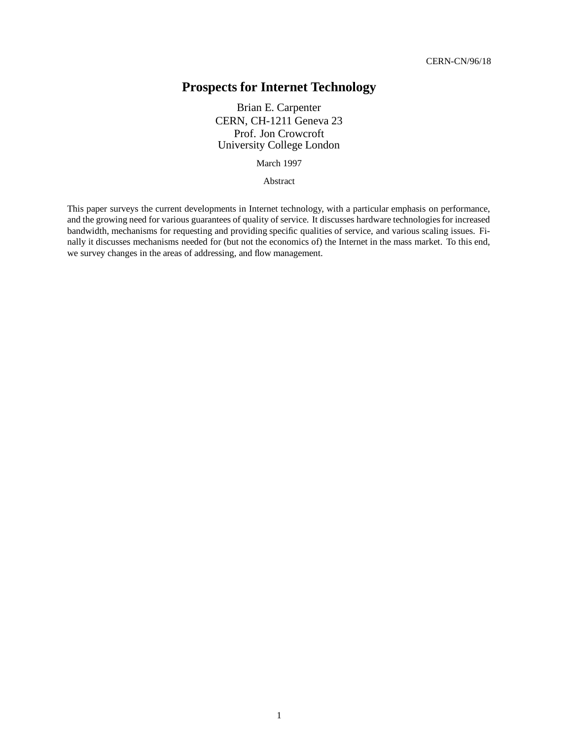CERN-CN/96/18

# Prospects for Internet Technology

Brian E. Carpenter
CERN, CH-1211 Geneva 23
Prof. Jon Crowcroft
University College London

March 1997

Abstract

This paper surveys the current developments in Internet technology, with a particular emphasis on performance, and the growing need for various guarantees of quality of service. It discusses hardware technologies for increased bandwidth, mechanisms for requesting and providing specific qualities of service, and various scaling issues. Finally it discusses mechanisms needed for (but not the economics of) the Internet in the mass market. To this end, we survey changes in the areas of addressing, and flow management.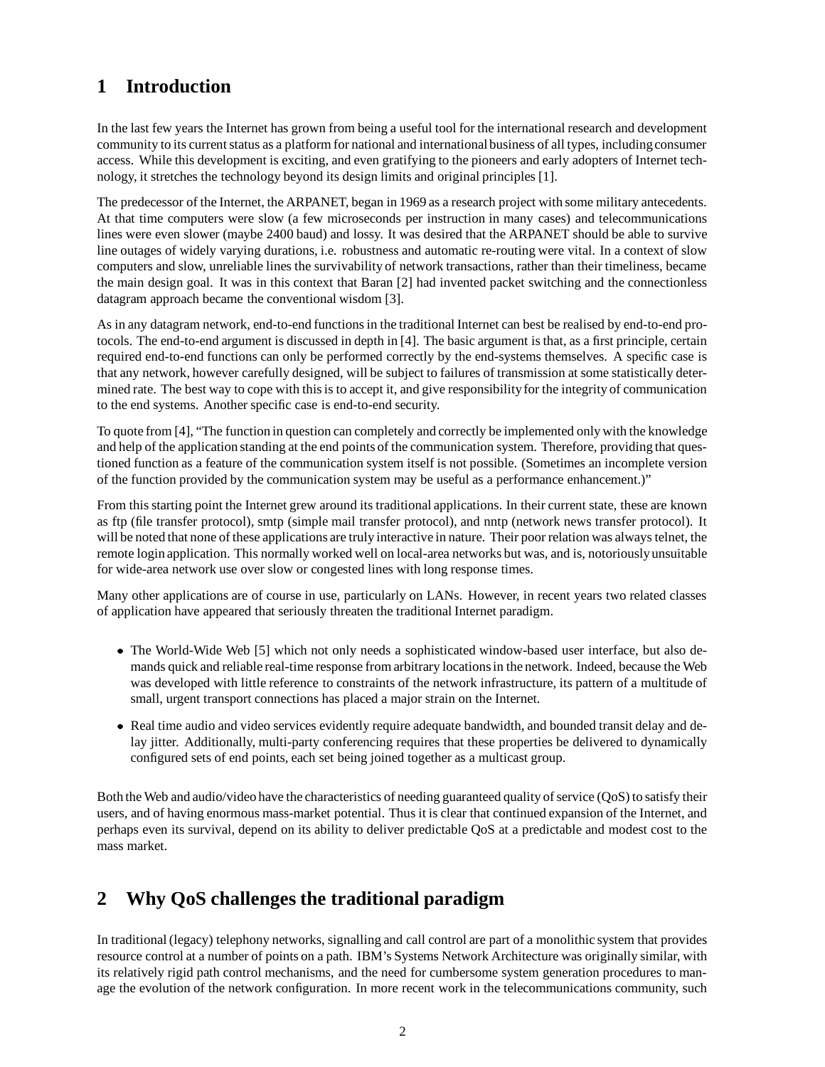# 1 Introduction

In the last few years the Internet has grown from being a useful tool for the international research and development community to its current status as a platform for national and international business of all types, including consumer access. While this development is exciting, and even gratifying to the pioneers and early adopters of Internet technology, it stretches the technology beyond its design limits and original principles [1].

The predecessor of the Internet, the ARPANET, began in 1969 as a research project with some military antecedents. At that time computers were slow (a few microseconds per instruction in many cases) and telecommunications lines were even slower (maybe 2400 baud) and lossy. It was desired that the ARPANET should be able to survive line outages of widely varying durations, i.e. robustness and automatic re-routing were vital. In a context of slow computers and slow, unreliable lines the survivability of network transactions, rather than their timeliness, became the main design goal. It was in this context that Baran [2] had invented packet switching and the connectionless datagram approach became the conventional wisdom [3].

As in any datagram network, end-to-end functions in the traditional Internet can best be realised by end-to-end protocols. The end-to-end argument is discussed in depth in [4]. The basic argument is that, as a first principle, certain required end-to-end functions can only be performed correctly by the end-systems themselves. A specific case is that any network, however carefully designed, will be subject to failures of transmission at some statistically determined rate. The best way to cope with this is to accept it, and give responsibility for the integrity of communication to the end systems. Another specific case is end-to-end security.

To quote from [4], "The function in question can completely and correctly be implemented only with the knowledge and help of the application standing at the end points of the communication system. Therefore, providing that questioned function as a feature of the communication system itself is not possible. (Sometimes an incomplete version of the function provided by the communication system may be useful as a performance enhancement.)"

From this starting point the Internet grew around its traditional applications. In their current state, these are known as ftp (file transfer protocol), smtp (simple mail transfer protocol), and nntp (network news transfer protocol). It will be noted that none of these applications are truly interactive in nature. Their poor relation was always telnet, the remote login application. This normally worked well on local-area networks but was, and is, notoriously unsuitable for wide-area network use over slow or congested lines with long response times.

Many other applications are of course in use, particularly on LANs. However, in recent years two related classes of application have appeared that seriously threaten the traditional Internet paradigm.

- The World-Wide Web [5] which not only needs a sophisticated window-based user interface, but also demands quick and reliable real-time response from arbitrary locations in the network. Indeed, because the Web was developed with little reference to constraints of the network infrastructure, its pattern of a multitude of small, urgent transport connections has placed a major strain on the Internet.
- Real time audio and video services evidently require adequate bandwidth, and bounded transit delay and delay jitter. Additionally, multi-party conferencing requires that these properties be delivered to dynamically configured sets of end points, each set being joined together as a multicast group.

Both the Web and audio/video have the characteristics of needing guaranteed quality of service (QoS) to satisfy their users, and of having enormous mass-market potential. Thus it is clear that continued expansion of the Internet, and perhaps even its survival, depend on its ability to deliver predictable QoS at a predictable and modest cost to the mass market.

# 2 Why QoS challenges the traditional paradigm

In traditional (legacy) telephony networks, signalling and call control are part of a monolithic system that provides resource control at a number of points on a path. IBM's Systems Network Architecture was originally similar, with its relatively rigid path control mechanisms, and the need for cumbersome system generation procedures to manage the evolution of the network configuration. In more recent work in the telecommunications community, such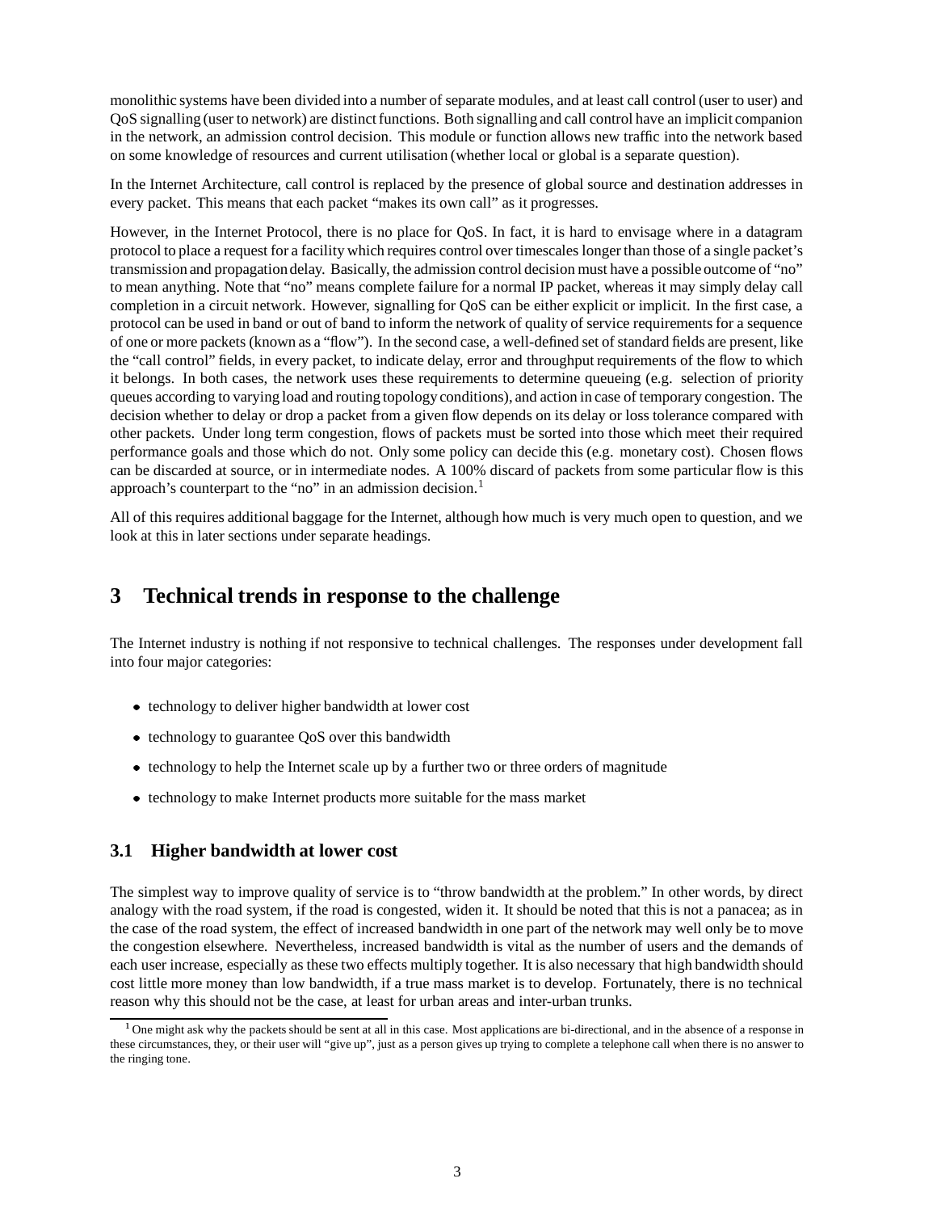monolithic systems have been divided into a number of separate modules, and at least call control (user to user) and QoS signalling (user to network) are distinct functions. Both signalling and call control have an implicit companion in the network, an admission control decision. This module or function allows new traffic into the network based on some knowledge of resources and current utilisation (whether local or global is a separate question).

In the Internet Architecture, call control is replaced by the presence of global source and destination addresses in every packet. This means that each packet "makes its own call" as it progresses.

However, in the Internet Protocol, there is no place for QoS. In fact, it is hard to envisage where in a datagram protocol to place a request for a facility which requires control over timescales longer than those of a single packet's transmission and propagation delay. Basically, the admission control decision must have a possible outcome of "no" to mean anything. Note that "no" means complete failure for a normal IP packet, whereas it may simply delay call completion in a circuit network. However, signalling for QoS can be either explicit or implicit. In the first case, a protocol can be used in band or out of band to inform the network of quality of service requirements for a sequence of one or more packets (known as a "flow"). In the second case, a well-defined set of standard fields are present, like the "call control" fields, in every packet, to indicate delay, error and throughput requirements of the flow to which it belongs. In both cases, the network uses these requirements to determine queueing (e.g. selection of priority queues according to varying load and routing topology conditions), and action in case of temporary congestion. The decision whether to delay or drop a packet from a given flow depends on its delay or loss tolerance compared with other packets. Under long term congestion, flows of packets must be sorted into those which meet their required performance goals and those which do not. Only some policy can decide this (e.g. monetary cost). Chosen flows can be discarded at source, or in intermediate nodes. A 100% discard of packets from some particular flow is this approach's counterpart to the "no" in an admission decision.[1]

All of this requires additional baggage for the Internet, although how much is very much open to question, and we look at this in later sections under separate headings.

## 3 Technical trends in response to the challenge

The Internet industry is nothing if not responsive to technical challenges. The responses under development fall into four major categories:

- technology to deliver higher bandwidth at lower cost
- technology to guarantee QoS over this bandwidth
- technology to help the Internet scale up by a further two or three orders of magnitude
- technology to make Internet products more suitable for the mass market

### 3.1 Higher bandwidth at lower cost

The simplest way to improve quality of service is to "throw bandwidth at the problem." In other words, by direct analogy with the road system, if the road is congested, widen it. It should be noted that this is not a panacea; as in the case of the road system, the effect of increased bandwidth in one part of the network may well only be to move the congestion elsewhere. Nevertheless, increased bandwidth is vital as the number of users and the demands of each user increase, especially as these two effects multiply together. It is also necessary that high bandwidth should cost little more money than low bandwidth, if a true mass market is to develop. Fortunately, there is no technical reason why this should not be the case, at least for urban areas and inter-urban trunks.

[1] One might ask why the packets should be sent at all in this case. Most applications are bi-directional, and in the absence of a response in these circumstances, they, or their user will "give up", just as a person gives up trying to complete a telephone call when there is no answer to the ringing tone.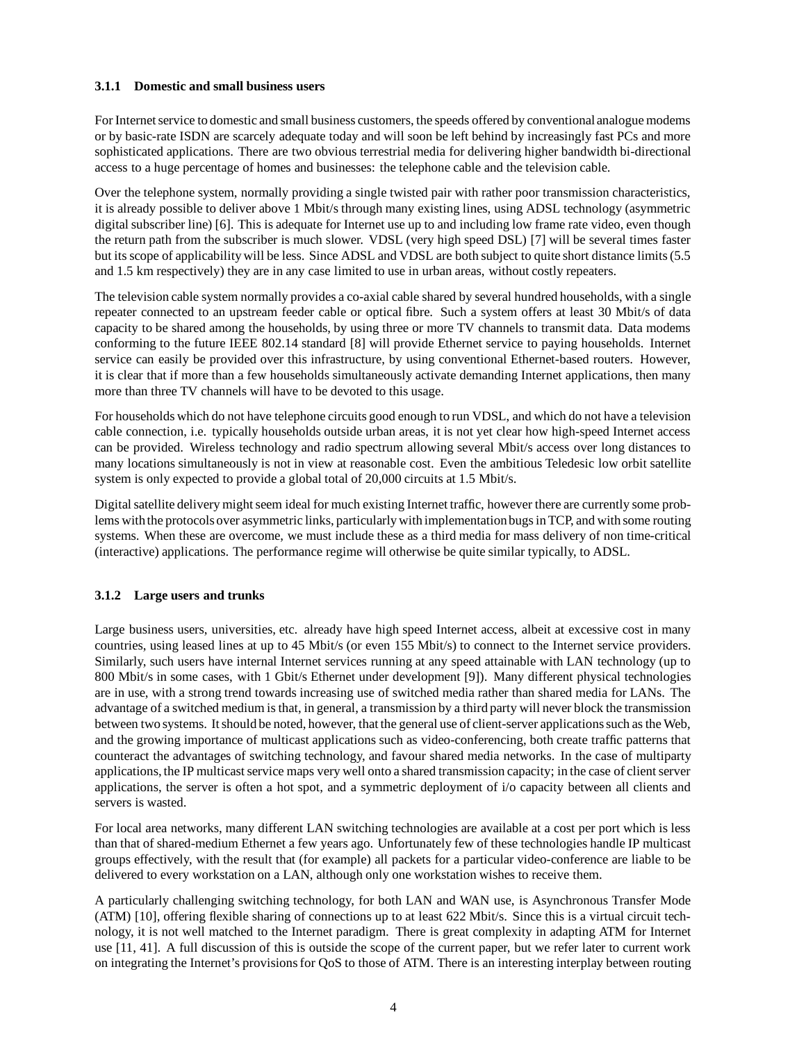### 3.1.1 Domestic and small business users

For Internet service to domestic and small business customers, the speeds offered by conventional analogue modems or by basic-rate ISDN are scarcely adequate today and will soon be left behind by increasingly fast PCs and more sophisticated applications. There are two obvious terrestrial media for delivering higher bandwidth bi-directional access to a huge percentage of homes and businesses: the telephone cable and the television cable.

Over the telephone system, normally providing a single twisted pair with rather poor transmission characteristics, it is already possible to deliver above 1 Mbit/s through many existing lines, using ADSL technology (asymmetric digital subscriber line) [6]. This is adequate for Internet use up to and including low frame rate video, even though the return path from the subscriber is much slower. VDSL (very high speed DSL) [7] will be several times faster but its scope of applicability will be less. Since ADSL and VDSL are both subject to quite short distance limits (5.5 and 1.5 km respectively) they are in any case limited to use in urban areas, without costly repeaters.

The television cable system normally provides a co-axial cable shared by several hundred households, with a single repeater connected to an upstream feeder cable or optical fibre. Such a system offers at least 30 Mbit/s of data capacity to be shared among the households, by using three or more TV channels to transmit data. Data modems conforming to the future IEEE 802.14 standard [8] will provide Ethernet service to paying households. Internet service can easily be provided over this infrastructure, by using conventional Ethernet-based routers. However, it is clear that if more than a few households simultaneously activate demanding Internet applications, then many more than three TV channels will have to be devoted to this usage.

For households which do not have telephone circuits good enough to run VDSL, and which do not have a television cable connection, i.e. typically households outside urban areas, it is not yet clear how high-speed Internet access can be provided. Wireless technology and radio spectrum allowing several Mbit/s access over long distances to many locations simultaneously is not in view at reasonable cost. Even the ambitious Teledesic low orbit satellite system is only expected to provide a global total of 20,000 circuits at 1.5 Mbit/s.

Digital satellite delivery might seem ideal for much existing Internet traffic, however there are currently some problems with the protocols over asymmetric links, particularly with implementation bugs in TCP, and with some routing systems. When these are overcome, we must include these as a third media for mass delivery of non time-critical (interactive) applications. The performance regime will otherwise be quite similar typically, to ADSL.

### 3.1.2 Large users and trunks

Large business users, universities, etc. already have high speed Internet access, albeit at excessive cost in many countries, using leased lines at up to 45 Mbit/s (or even 155 Mbit/s) to connect to the Internet service providers. Similarly, such users have internal Internet services running at any speed attainable with LAN technology (up to 800 Mbit/s in some cases, with 1 Gbit/s Ethernet under development [9]). Many different physical technologies are in use, with a strong trend towards increasing use of switched media rather than shared media for LANs. The advantage of a switched medium is that, in general, a transmission by a third party will never block the transmission between two systems. It should be noted, however, that the general use of client-server applications such as the Web, and the growing importance of multicast applications such as video-conferencing, both create traffic patterns that counteract the advantages of switching technology, and favour shared media networks. In the case of multiparty applications, the IP multicast service maps very well onto a shared transmission capacity; in the case of client server applications, the server is often a hot spot, and a symmetric deployment of i/o capacity between all clients and servers is wasted.

For local area networks, many different LAN switching technologies are available at a cost per port which is less than that of shared-medium Ethernet a few years ago. Unfortunately few of these technologies handle IP multicast groups effectively, with the result that (for example) all packets for a particular video-conference are liable to be delivered to every workstation on a LAN, although only one workstation wishes to receive them.

A particularly challenging switching technology, for both LAN and WAN use, is Asynchronous Transfer Mode (ATM) [10], offering flexible sharing of connections up to at least 622 Mbit/s. Since this is a virtual circuit technology, it is not well matched to the Internet paradigm. There is great complexity in adapting ATM for Internet use [11, 41]. A full discussion of this is outside the scope of the current paper, but we refer later to current work on integrating the Internet's provisions for QoS to those of ATM. There is an interesting interplay between routing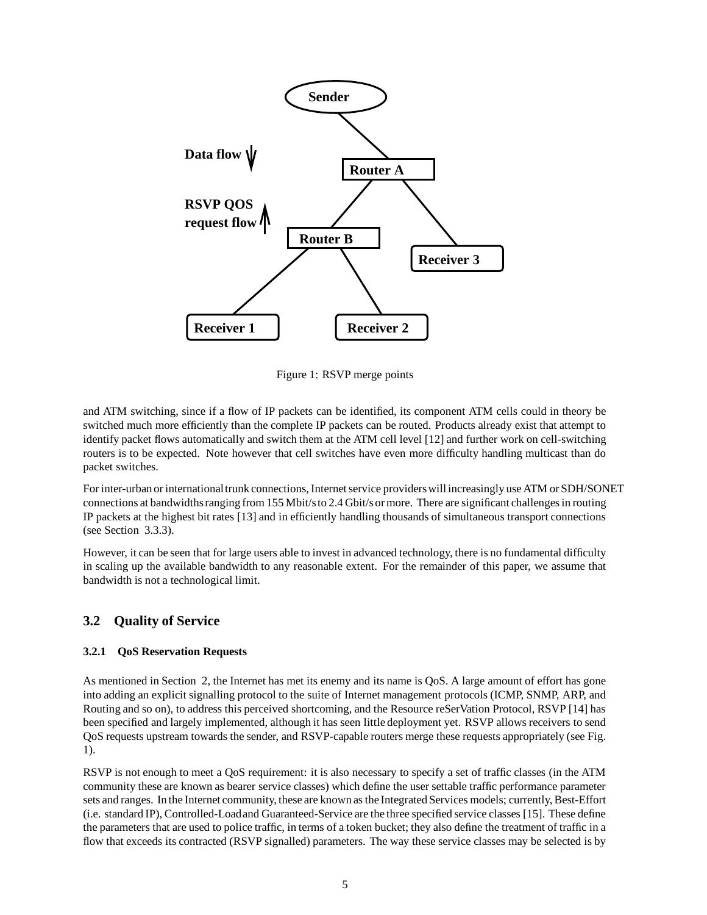Figure 1: RSVP merge points

and ATM switching, since if a flow of IP packets can be identified, its component ATM cells could in theory be switched much more efficiently than the complete IP packets can be routed. Products already exist that attempt to identify packet flows automatically and switch them at the ATM cell level [12] and further work on cell-switching routers is to be expected. Note however that cell switches have even more difficulty handling multicast than do packet switches.

For inter-urban or international trunk connections, Internet service providers will increasingly use ATM or SDH/SONET connections at bandwidths ranging from 155 Mbit/s to 2.4 Gbit/s or more. There are significant challenges in routing IP packets at the highest bit rates [13] and in efficiently handling thousands of simultaneous transport connections (see Section 3.3.3).

However, it can be seen that for large users able to invest in advanced technology, there is no fundamental difficulty in scaling up the available bandwidth to any reasonable extent. For the remainder of this paper, we assume that bandwidth is not a technological limit.

## 3.2 Quality of Service

### 3.2.1 QoS Reservation Requests

As mentioned in Section 2, the Internet has met its enemy and its name is QoS. A large amount of effort has gone into adding an explicit signalling protocol to the suite of Internet management protocols (ICMP, SNMP, ARP, and Routing and so on), to address this perceived shortcoming, and the Resource reSerVation Protocol, RSVP [14] has been specified and largely implemented, although it has seen little deployment yet. RSVP allows receivers to send QoS requests upstream towards the sender, and RSVP-capable routers merge these requests appropriately (see Fig. 1).

RSVP is not enough to meet a QoS requirement: it is also necessary to specify a set of traffic classes (in the ATM community these are known as bearer service classes) which define the user settable traffic performance parameter sets and ranges. In the Internet community, these are known as the Integrated Services models; currently, Best-Effort (i.e. standard IP), Controlled-Load and Guaranteed-Service are the three specified service classes [15]. These define the parameters that are used to police traffic, in terms of a token bucket; they also define the treatment of traffic in a flow that exceeds its contracted (RSVP signalled) parameters. The way these service classes may be selected is by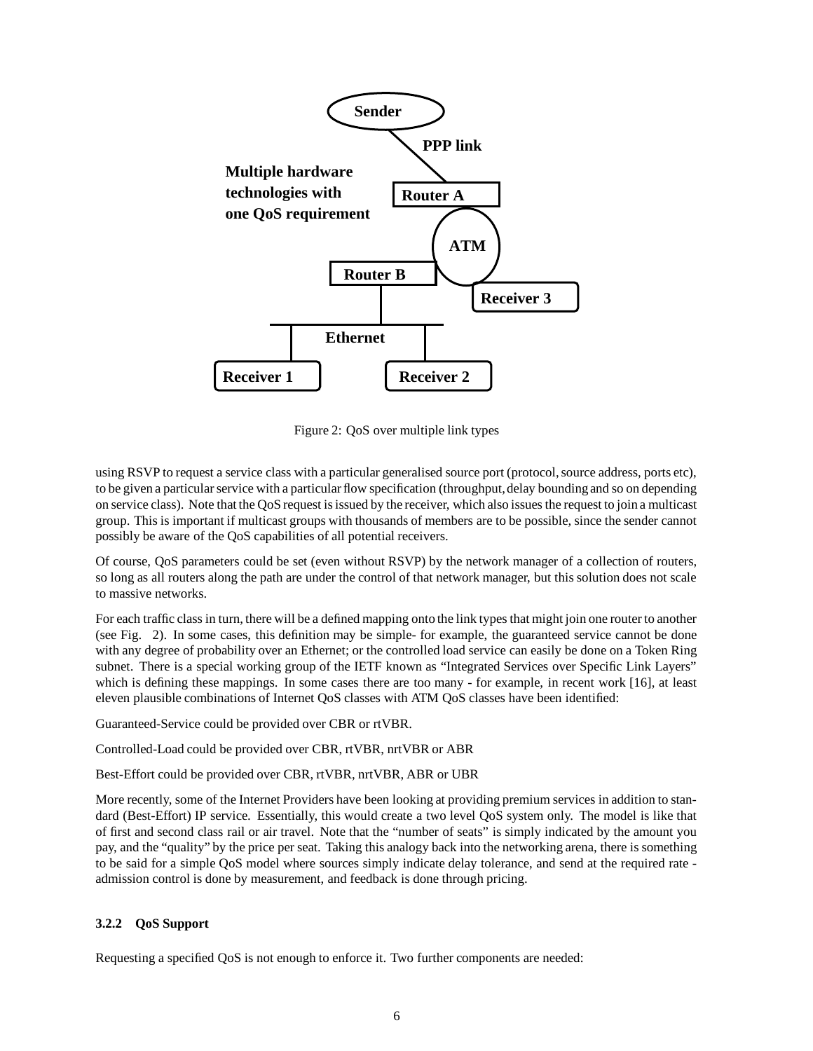Figure 2: QoS over multiple link types

using RSVP to request a service class with a particular generalised source port (protocol, source address, ports etc), to be given a particular service with a particular flow specification (throughput, delay bounding and so on depending on service class). Note that the QoS request is issued by the receiver, which also issues the request to join a multicast group. This is important if multicast groups with thousands of members are to be possible, since the sender cannot possibly be aware of the QoS capabilities of all potential receivers.

Of course, QoS parameters could be set (even without RSVP) by the network manager of a collection of routers, so long as all routers along the path are under the control of that network manager, but this solution does not scale to massive networks.

For each traffic class in turn, there will be a defined mapping onto the link types that might join one router to another (see Fig. 2). In some cases, this definition may be simple- for example, the guaranteed service cannot be done with any degree of probability over an Ethernet; or the controlled load service can easily be done on a Token Ring subnet. There is a special working group of the IETF known as "Integrated Services over Specific Link Layers" which is defining these mappings. In some cases there are too many - for example, in recent work [16], at least eleven plausible combinations of Internet QoS classes with ATM QoS classes have been identified:

Guaranteed-Service could be provided over CBR or rtVBR.

Controlled-Load could be provided over CBR, rtVBR, nrtVBR or ABR

Best-Effort could be provided over CBR, rtVBR, nrtVBR, ABR or UBR

More recently, some of the Internet Providers have been looking at providing premium services in addition to standard (Best-Effort) IP service. Essentially, this would create a two level QoS system only. The model is like that of first and second class rail or air travel. Note that the "number of seats" is simply indicated by the amount you pay, and the "quality" by the price per seat. Taking this analogy back into the networking arena, there is something to be said for a simple QoS model where sources simply indicate delay tolerance, and send at the required rate - admission control is done by measurement, and feedback is done through pricing.

#### 3.2.2 QoS Support

Requesting a specified QoS is not enough to enforce it. Two further components are needed: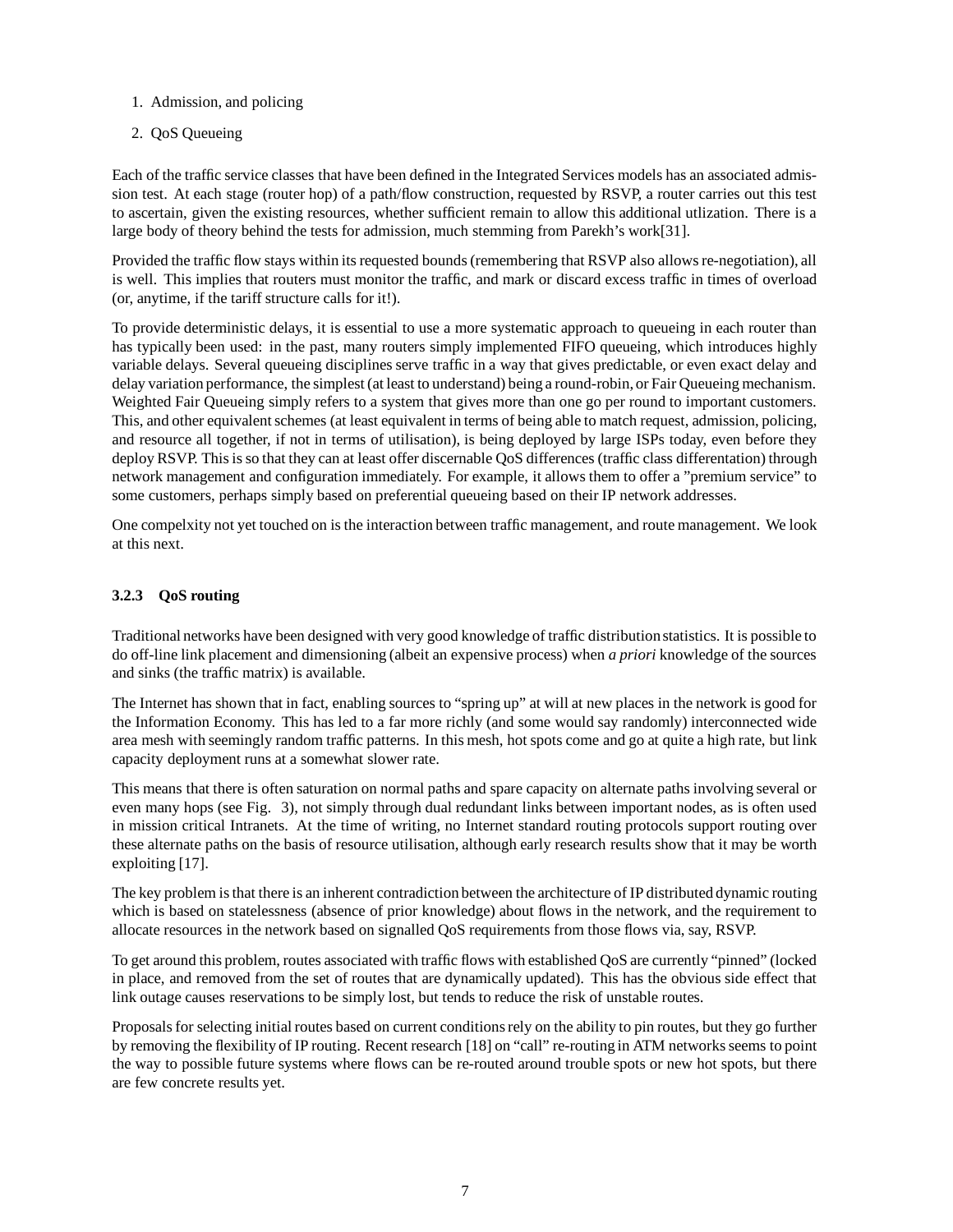1. Admission, and policing
2. QoS Queueing

Each of the traffic service classes that have been defined in the Integrated Services models has an associated admission test. At each stage (router hop) of a path/flow construction, requested by RSVP, a router carries out this test to ascertain, given the existing resources, whether sufficient remain to allow this additional utlization. There is a large body of theory behind the tests for admission, much stemming from Parekh's work[31].

Provided the traffic flow stays within its requested bounds (remembering that RSVP also allows re-negotiation), all is well. This implies that routers must monitor the traffic, and mark or discard excess traffic in times of overload (or, anytime, if the tariff structure calls for it!).

To provide deterministic delays, it is essential to use a more systematic approach to queueing in each router than has typically been used: in the past, many routers simply implemented FIFO queueing, which introduces highly variable delays. Several queueing disciplines serve traffic in a way that gives predictable, or even exact delay and delay variation performance, the simplest (at least to understand) being a round-robin, or Fair Queueing mechanism. Weighted Fair Queueing simply refers to a system that gives more than one go per round to important customers. This, and other equivalent schemes (at least equivalent in terms of being able to match request, admission, policing, and resource all together, if not in terms of utilisation), is being deployed by large ISPs today, even before they deploy RSVP. This is so that they can at least offer discernable QoS differences (traffic class differentation) through network management and configuration immediately. For example, it allows them to offer a "premium service" to some customers, perhaps simply based on preferential queueing based on their IP network addresses.

One compelxity not yet touched on is the interaction between traffic management, and route management. We look at this next.

### 3.2.3 QoS routing

Traditional networks have been designed with very good knowledge of traffic distribution statistics. It is possible to do off-line link placement and dimensioning (albeit an expensive process) when *a priori* knowledge of the sources and sinks (the traffic matrix) is available.

The Internet has shown that in fact, enabling sources to "spring up" at will at new places in the network is good for the Information Economy. This has led to a far more richly (and some would say randomly) interconnected wide area mesh with seemingly random traffic patterns. In this mesh, hot spots come and go at quite a high rate, but link capacity deployment runs at a somewhat slower rate.

This means that there is often saturation on normal paths and spare capacity on alternate paths involving several or even many hops (see Fig. 3), not simply through dual redundant links between important nodes, as is often used in mission critical Intranets. At the time of writing, no Internet standard routing protocols support routing over these alternate paths on the basis of resource utilisation, although early research results show that it may be worth exploiting [17].

The key problem is that there is an inherent contradiction between the architecture of IP distributed dynamic routing which is based on statelessness (absence of prior knowledge) about flows in the network, and the requirement to allocate resources in the network based on signalled QoS requirements from those flows via, say, RSVP.

To get around this problem, routes associated with traffic flows with established QoS are currently "pinned" (locked in place, and removed from the set of routes that are dynamically updated). This has the obvious side effect that link outage causes reservations to be simply lost, but tends to reduce the risk of unstable routes.

Proposals for selecting initial routes based on current conditions rely on the ability to pin routes, but they go further by removing the flexibility of IP routing. Recent research [18] on "call" re-routing in ATM networks seems to point the way to possible future systems where flows can be re-routed around trouble spots or new hot spots, but there are few concrete results yet.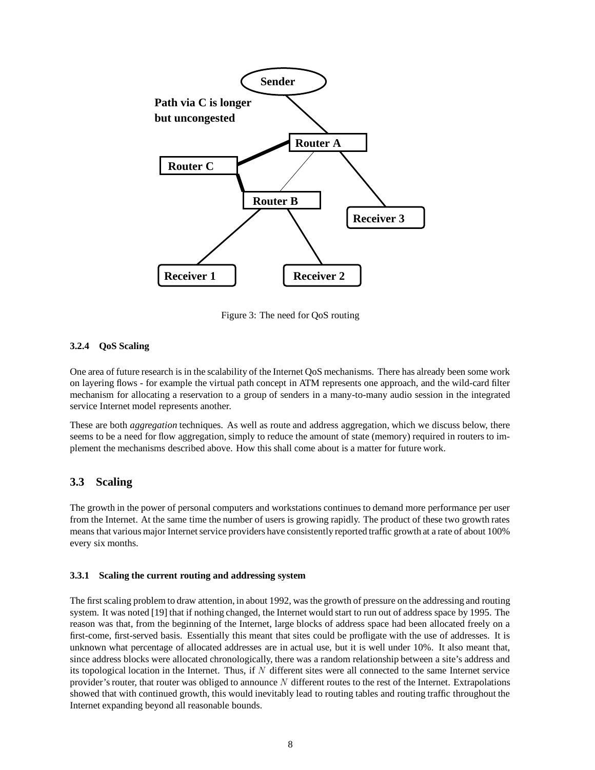Figure 3: The need for QoS routing

#### 3.2.4 QoS Scaling

One area of future research is in the scalability of the Internet QoS mechanisms. There has already been some work on layering flows - for example the virtual path concept in ATM represents one approach, and the wild-card filter mechanism for allocating a reservation to a group of senders in a many-to-many audio session in the integrated service Internet model represents another.

These are both *aggregation* techniques. As well as route and address aggregation, which we discuss below, there seems to be a need for flow aggregation, simply to reduce the amount of state (memory) required in routers to implement the mechanisms described above. How this shall come about is a matter for future work.

## 3.3 Scaling

The growth in the power of personal computers and workstations continues to demand more performance per user from the Internet. At the same time the number of users is growing rapidly. The product of these two growth rates means that various major Internet service providers have consistently reported traffic growth at a rate of about 100% every six months.

#### 3.3.1 Scaling the current routing and addressing system

The first scaling problem to draw attention, in about 1992, was the growth of pressure on the addressing and routing system. It was noted [19] that if nothing changed, the Internet would start to run out of address space by 1995. The reason was that, from the beginning of the Internet, large blocks of address space had been allocated freely on a first-come, first-served basis. Essentially this meant that sites could be profligate with the use of addresses. It is unknown what percentage of allocated addresses are in actual use, but it is well under 10%. It also meant that, since address blocks were allocated chronologically, there was a random relationship between a site's address and its topological location in the Internet. Thus, if $N$ different sites were all connected to the same Internet service provider's router, that router was obliged to announce $N$ different routes to the rest of the Internet. Extrapolations showed that with continued growth, this would inevitably lead to routing tables and routing traffic throughout the Internet expanding beyond all reasonable bounds.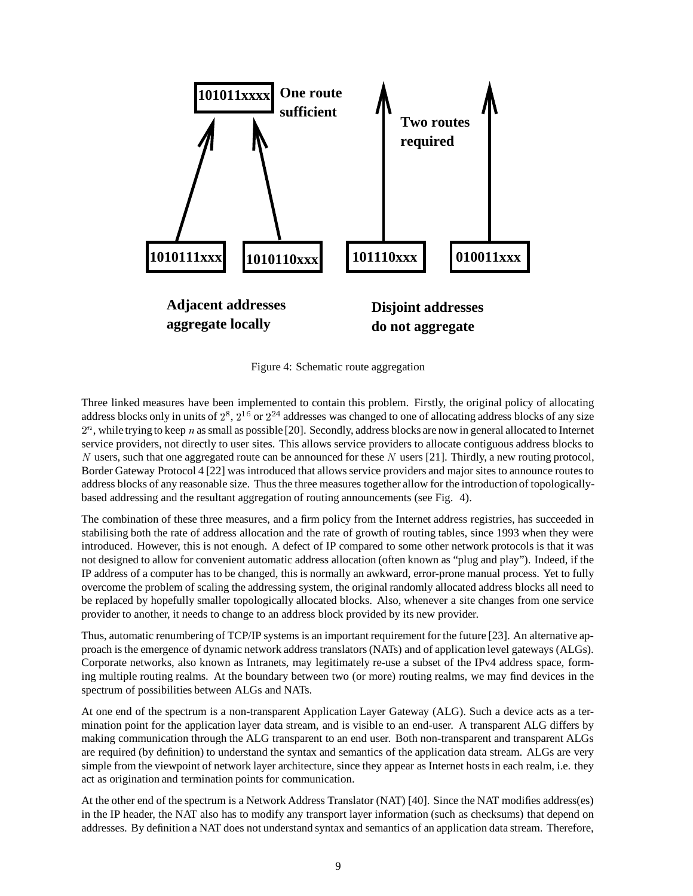Figure 4: Schematic route aggregation

Three linked measures have been implemented to contain this problem. Firstly, the original policy of allocating address blocks only in units of $2^8$, $2^{16}$ or $2^{24}$ addresses was changed to one of allocating address blocks of any size $2^n$, while trying to keep $n$ as small as possible [20]. Secondly, address blocks are now in general allocated to Internet service providers, not directly to user sites. This allows service providers to allocate contiguous address blocks to $N$ users, such that one aggregated route can be announced for these $N$ users [21]. Thirdly, a new routing protocol, Border Gateway Protocol 4 [22] was introduced that allows service providers and major sites to announce routes to address blocks of any reasonable size. Thus the three measures together allow for the introduction of topologically-based addressing and the resultant aggregation of routing announcements (see Fig. 4).

The combination of these three measures, and a firm policy from the Internet address registries, has succeeded in stabilising both the rate of address allocation and the rate of growth of routing tables, since 1993 when they were introduced. However, this is not enough. A defect of IP compared to some other network protocols is that it was not designed to allow for convenient automatic address allocation (often known as "plug and play"). Indeed, if the IP address of a computer has to be changed, this is normally an awkward, error-prone manual process. Yet to fully overcome the problem of scaling the addressing system, the original randomly allocated address blocks all need to be replaced by hopefully smaller topologically allocated blocks. Also, whenever a site changes from one service provider to another, it needs to change to an address block provided by its new provider.

Thus, automatic renumbering of TCP/IP systems is an important requirement for the future [23]. An alternative approach is the emergence of dynamic network address translators (NATs) and of application level gateways (ALGs). Corporate networks, also known as Intranets, may legitimately re-use a subset of the IPv4 address space, forming multiple routing realms. At the boundary between two (or more) routing realms, we may find devices in the spectrum of possibilities between ALGs and NATs.

At one end of the spectrum is a non-transparent Application Layer Gateway (ALG). Such a device acts as a termination point for the application layer data stream, and is visible to an end-user. A transparent ALG differs by making communication through the ALG transparent to an end user. Both non-transparent and transparent ALGs are required (by definition) to understand the syntax and semantics of the application data stream. ALGs are very simple from the viewpoint of network layer architecture, since they appear as Internet hosts in each realm, i.e. they act as origination and termination points for communication.

At the other end of the spectrum is a Network Address Translator (NAT) [40]. Since the NAT modifies address(es) in the IP header, the NAT also has to modify any transport layer information (such as checksums) that depend on addresses. By definition a NAT does not understand syntax and semantics of an application data stream. Therefore,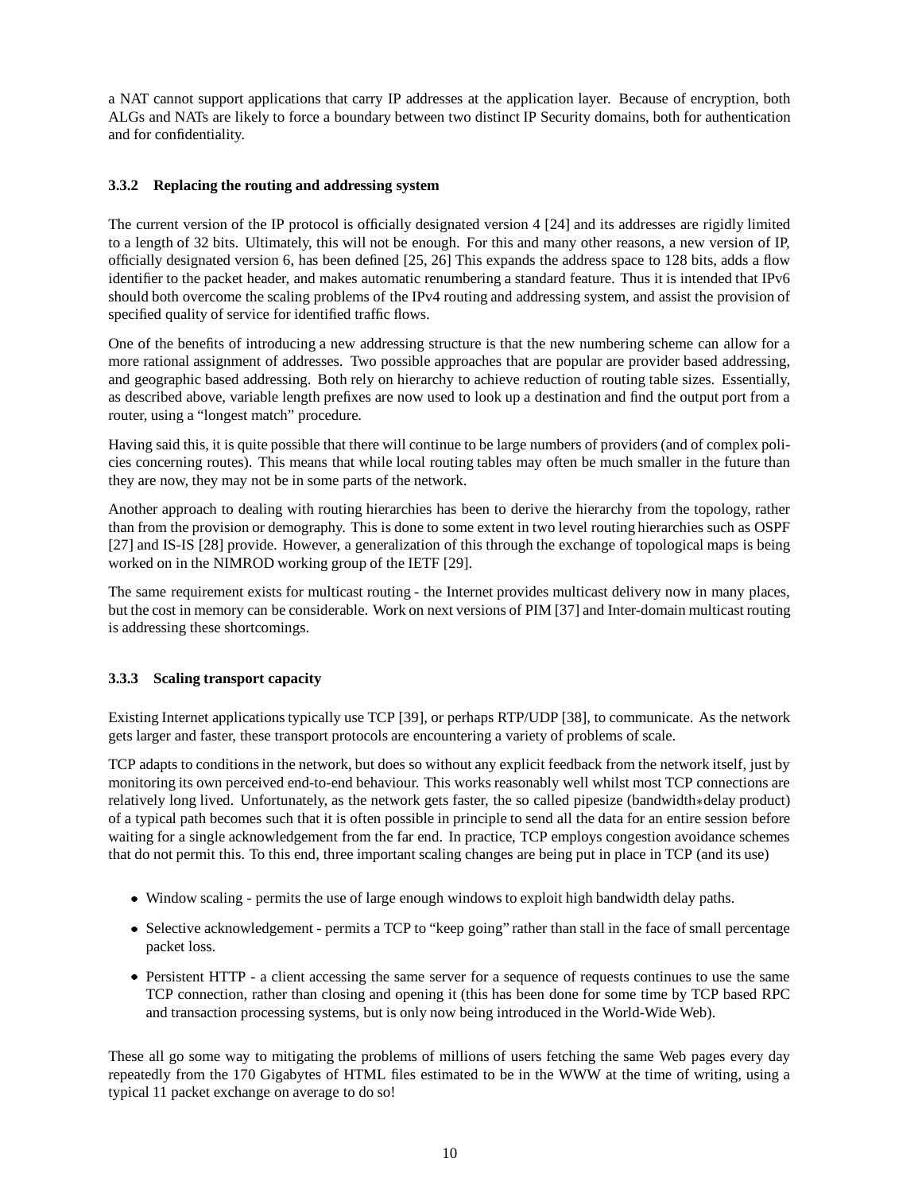a NAT cannot support applications that carry IP addresses at the application layer. Because of encryption, both ALGs and NATs are likely to force a boundary between two distinct IP Security domains, both for authentication and for confidentiality.

### 3.3.2 Replacing the routing and addressing system

The current version of the IP protocol is officially designated version 4 [24] and its addresses are rigidly limited to a length of 32 bits. Ultimately, this will not be enough. For this and many other reasons, a new version of IP, officially designated version 6, has been defined [25, 26] This expands the address space to 128 bits, adds a flow identifier to the packet header, and makes automatic renumbering a standard feature. Thus it is intended that IPv6 should both overcome the scaling problems of the IPv4 routing and addressing system, and assist the provision of specified quality of service for identified traffic flows.

One of the benefits of introducing a new addressing structure is that the new numbering scheme can allow for a more rational assignment of addresses. Two possible approaches that are popular are provider based addressing, and geographic based addressing. Both rely on hierarchy to achieve reduction of routing table sizes. Essentially, as described above, variable length prefixes are now used to look up a destination and find the output port from a router, using a "longest match" procedure.

Having said this, it is quite possible that there will continue to be large numbers of providers (and of complex policies concerning routes). This means that while local routing tables may often be much smaller in the future than they are now, they may not be in some parts of the network.

Another approach to dealing with routing hierarchies has been to derive the hierarchy from the topology, rather than from the provision or demography. This is done to some extent in two level routing hierarchies such as OSPF [27] and IS-IS [28] provide. However, a generalization of this through the exchange of topological maps is being worked on in the NIMROD working group of the IETF [29].

The same requirement exists for multicast routing - the Internet provides multicast delivery now in many places, but the cost in memory can be considerable. Work on next versions of PIM [37] and Inter-domain multicast routing is addressing these shortcomings.

### 3.3.3 Scaling transport capacity

Existing Internet applications typically use TCP [39], or perhaps RTP/UDP [38], to communicate. As the network gets larger and faster, these transport protocols are encountering a variety of problems of scale.

TCP adapts to conditions in the network, but does so without any explicit feedback from the network itself, just by monitoring its own perceived end-to-end behaviour. This works reasonably well whilst most TCP connections are relatively long lived. Unfortunately, as the network gets faster, the so called pipesize (bandwidth$*$delay product) of a typical path becomes such that it is often possible in principle to send all the data for an entire session before waiting for a single acknowledgement from the far end. In practice, TCP employs congestion avoidance schemes that do not permit this. To this end, three important scaling changes are being put in place in TCP (and its use)

- Window scaling - permits the use of large enough windows to exploit high bandwidth delay paths.
- Selective acknowledgement - permits a TCP to "keep going" rather than stall in the face of small percentage packet loss.
- Persistent HTTP - a client accessing the same server for a sequence of requests continues to use the same TCP connection, rather than closing and opening it (this has been done for some time by TCP based RPC and transaction processing systems, but is only now being introduced in the World-Wide Web).

These all go some way to mitigating the problems of millions of users fetching the same Web pages every day repeatedly from the 170 Gigabytes of HTML files estimated to be in the WWW at the time of writing, using a typical 11 packet exchange on average to do so!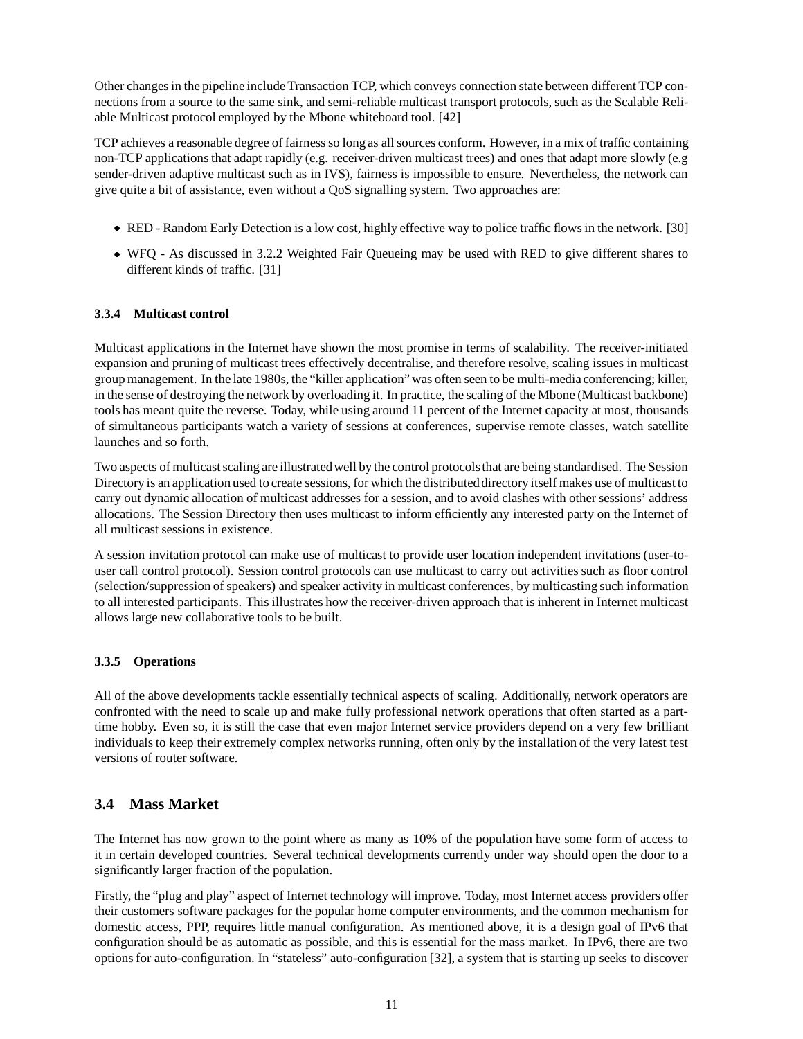Other changes in the pipeline include Transaction TCP, which conveys connection state between different TCP connections from a source to the same sink, and semi-reliable multicast transport protocols, such as the Scalable Reliable Multicast protocol employed by the Mbone whiteboard tool. [42]

TCP achieves a reasonable degree of fairness so long as all sources conform. However, in a mix of traffic containing non-TCP applications that adapt rapidly (e.g. receiver-driven multicast trees) and ones that adapt more slowly (e.g sender-driven adaptive multicast such as in IVS), fairness is impossible to ensure. Nevertheless, the network can give quite a bit of assistance, even without a QoS signalling system. Two approaches are:

- RED - Random Early Detection is a low cost, highly effective way to police traffic flows in the network. [30]
- WFQ - As discussed in 3.2.2 Weighted Fair Queueing may be used with RED to give different shares to different kinds of traffic. [31]

#### 3.3.4 Multicast control

Multicast applications in the Internet have shown the most promise in terms of scalability. The receiver-initiated expansion and pruning of multicast trees effectively decentralise, and therefore resolve, scaling issues in multicast group management. In the late 1980s, the "killer application" was often seen to be multi-media conferencing; killer, in the sense of destroying the network by overloading it. In practice, the scaling of the Mbone (Multicast backbone) tools has meant quite the reverse. Today, while using around 11 percent of the Internet capacity at most, thousands of simultaneous participants watch a variety of sessions at conferences, supervise remote classes, watch satellite launches and so forth.

Two aspects of multicast scaling are illustrated well by the control protocols that are being standardised. The Session Directory is an application used to create sessions, for which the distributed directory itself makes use of multicast to carry out dynamic allocation of multicast addresses for a session, and to avoid clashes with other sessions' address allocations. The Session Directory then uses multicast to inform efficiently any interested party on the Internet of all multicast sessions in existence.

A session invitation protocol can make use of multicast to provide user location independent invitations (user-to-user call control protocol). Session control protocols can use multicast to carry out activities such as floor control (selection/suppression of speakers) and speaker activity in multicast conferences, by multicasting such information to all interested participants. This illustrates how the receiver-driven approach that is inherent in Internet multicast allows large new collaborative tools to be built.

#### 3.3.5 Operations

All of the above developments tackle essentially technical aspects of scaling. Additionally, network operators are confronted with the need to scale up and make fully professional network operations that often started as a part-time hobby. Even so, it is still the case that even major Internet service providers depend on a very few brilliant individuals to keep their extremely complex networks running, often only by the installation of the very latest test versions of router software.

### 3.4 Mass Market

The Internet has now grown to the point where as many as 10% of the population have some form of access to it in certain developed countries. Several technical developments currently under way should open the door to a significantly larger fraction of the population.

Firstly, the "plug and play" aspect of Internet technology will improve. Today, most Internet access providers offer their customers software packages for the popular home computer environments, and the common mechanism for domestic access, PPP, requires little manual configuration. As mentioned above, it is a design goal of IPv6 that configuration should be as automatic as possible, and this is essential for the mass market. In IPv6, there are two options for auto-configuration. In "stateless" auto-configuration [32], a system that is starting up seeks to discover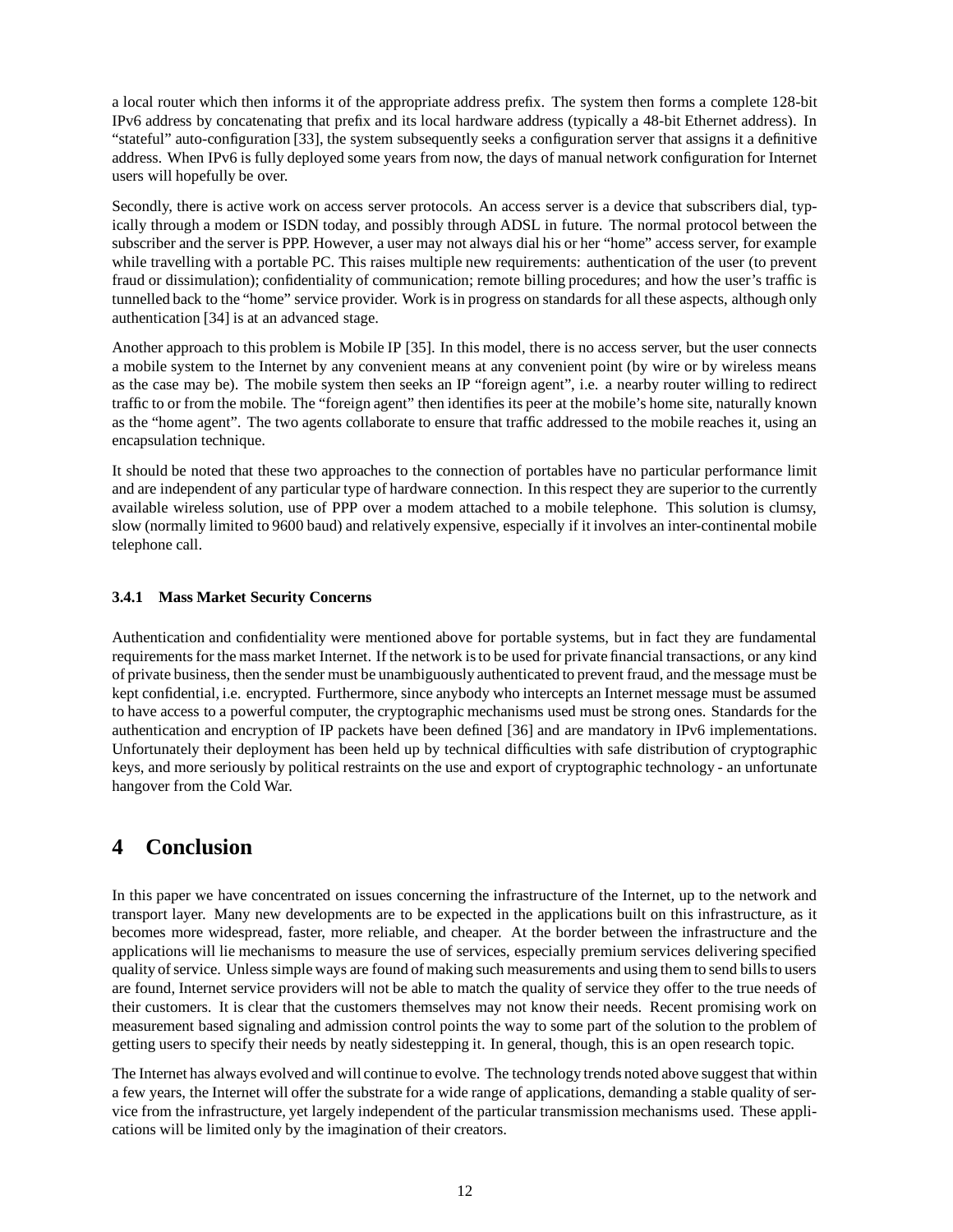a local router which then informs it of the appropriate address prefix. The system then forms a complete 128-bit IPv6 address by concatenating that prefix and its local hardware address (typically a 48-bit Ethernet address). In "stateful" auto-configuration [33], the system subsequently seeks a configuration server that assigns it a definitive address. When IPv6 is fully deployed some years from now, the days of manual network configuration for Internet users will hopefully be over.

Secondly, there is active work on access server protocols. An access server is a device that subscribers dial, typically through a modem or ISDN today, and possibly through ADSL in future. The normal protocol between the subscriber and the server is PPP. However, a user may not always dial his or her "home" access server, for example while travelling with a portable PC. This raises multiple new requirements: authentication of the user (to prevent fraud or dissimulation); confidentiality of communication; remote billing procedures; and how the user's traffic is tunnelled back to the "home" service provider. Work is in progress on standards for all these aspects, although only authentication [34] is at an advanced stage.

Another approach to this problem is Mobile IP [35]. In this model, there is no access server, but the user connects a mobile system to the Internet by any convenient means at any convenient point (by wire or by wireless means as the case may be). The mobile system then seeks an IP "foreign agent", i.e. a nearby router willing to redirect traffic to or from the mobile. The "foreign agent" then identifies its peer at the mobile's home site, naturally known as the "home agent". The two agents collaborate to ensure that traffic addressed to the mobile reaches it, using an encapsulation technique.

It should be noted that these two approaches to the connection of portables have no particular performance limit and are independent of any particular type of hardware connection. In this respect they are superior to the currently available wireless solution, use of PPP over a modem attached to a mobile telephone. This solution is clumsy, slow (normally limited to 9600 baud) and relatively expensive, especially if it involves an inter-continental mobile telephone call.

### 3.4.1 Mass Market Security Concerns

Authentication and confidentiality were mentioned above for portable systems, but in fact they are fundamental requirements for the mass market Internet. If the network is to be used for private financial transactions, or any kind of private business, then the sender must be unambiguously authenticated to prevent fraud, and the message must be kept confidential, i.e. encrypted. Furthermore, since anybody who intercepts an Internet message must be assumed to have access to a powerful computer, the cryptographic mechanisms used must be strong ones. Standards for the authentication and encryption of IP packets have been defined [36] and are mandatory in IPv6 implementations. Unfortunately their deployment has been held up by technical difficulties with safe distribution of cryptographic keys, and more seriously by political restraints on the use and export of cryptographic technology - an unfortunate hangover from the Cold War.

# 4 Conclusion

In this paper we have concentrated on issues concerning the infrastructure of the Internet, up to the network and transport layer. Many new developments are to be expected in the applications built on this infrastructure, as it becomes more widespread, faster, more reliable, and cheaper. At the border between the infrastructure and the applications will lie mechanisms to measure the use of services, especially premium services delivering specified quality of service. Unless simple ways are found of making such measurements and using them to send bills to users are found, Internet service providers will not be able to match the quality of service they offer to the true needs of their customers. It is clear that the customers themselves may not know their needs. Recent promising work on measurement based signaling and admission control points the way to some part of the solution to the problem of getting users to specify their needs by neatly sidestepping it. In general, though, this is an open research topic.

The Internet has always evolved and will continue to evolve. The technology trends noted above suggest that within a few years, the Internet will offer the substrate for a wide range of applications, demanding a stable quality of service from the infrastructure, yet largely independent of the particular transmission mechanisms used. These applications will be limited only by the imagination of their creators.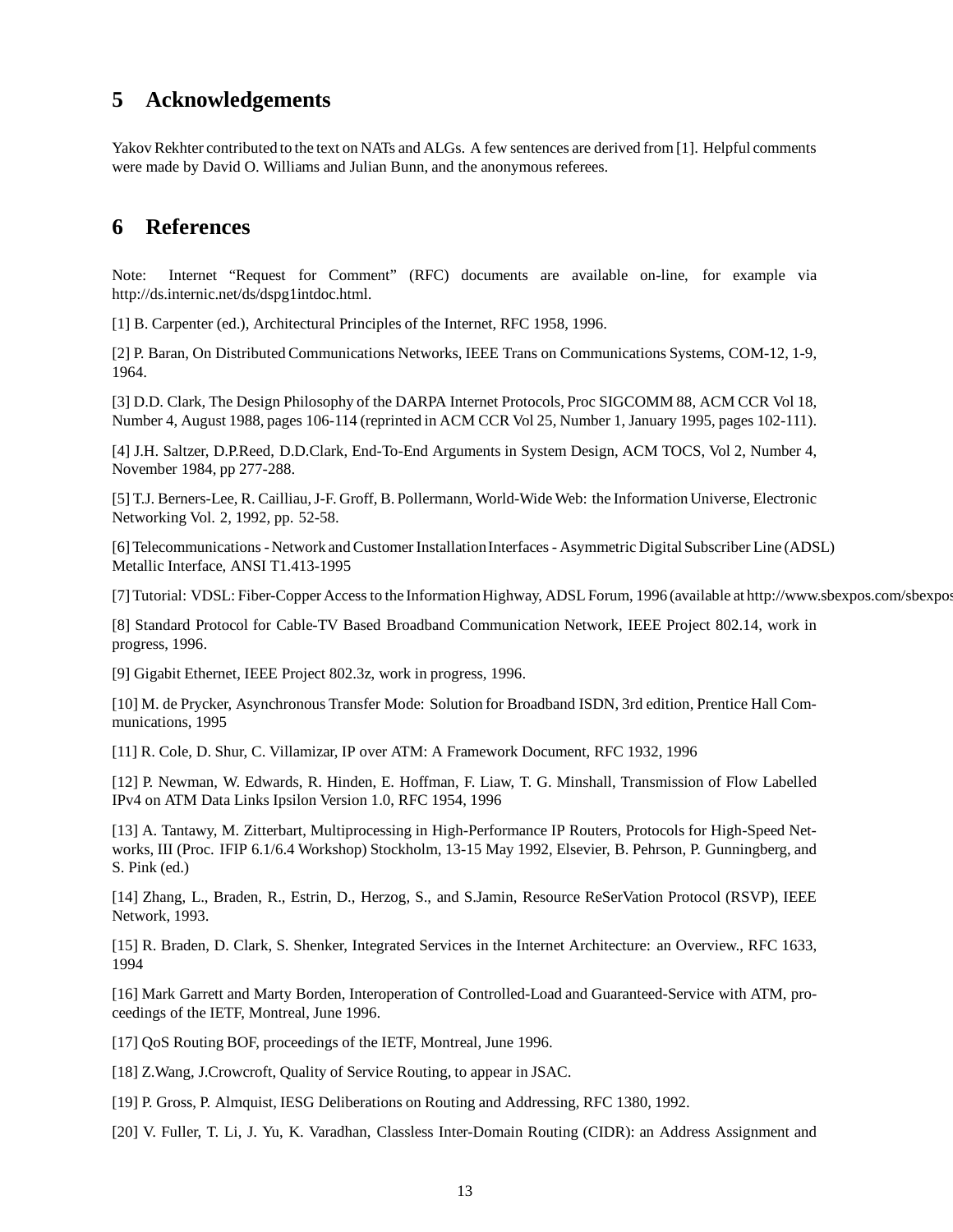## 5 Acknowledgements

Yakov Rekhter contributed to the text on NATs and ALGs. A few sentences are derived from [1]. Helpful comments were made by David O. Williams and Julian Bunn, and the anonymous referees.

## 6 References

Note: Internet "Request for Comment" (RFC) documents are available on-line, for example via http://ds.internic.net/ds/dspg1intdoc.html.

[1] B. Carpenter (ed.), Architectural Principles of the Internet, RFC 1958, 1996.

[2] P. Baran, On Distributed Communications Networks, IEEE Trans on Communications Systems, COM-12, 1-9, 1964.

[3] D.D. Clark, The Design Philosophy of the DARPA Internet Protocols, Proc SIGCOMM 88, ACM CCR Vol 18, Number 4, August 1988, pages 106-114 (reprinted in ACM CCR Vol 25, Number 1, January 1995, pages 102-111).

[4] J.H. Saltzer, D.P.Reed, D.D.Clark, End-To-End Arguments in System Design, ACM TOCS, Vol 2, Number 4, November 1984, pp 277-288.

[5] T.J. Berners-Lee, R. Cailliau, J-F. Groff, B. Pollermann, World-Wide Web: the Information Universe, Electronic Networking Vol. 2, 1992, pp. 52-58.

[6] Telecommunications - Network and Customer Installation Interfaces - Asymmetric Digital Subscriber Line (ADSL) Metallic Interface, ANSI T1.413-1995

[7] Tutorial: VDSL: Fiber-Copper Access to the Information Highway, ADSL Forum, 1996 (available at http://www.sbexpos.com/sbexpos

[8] Standard Protocol for Cable-TV Based Broadband Communication Network, IEEE Project 802.14, work in progress, 1996.

[9] Gigabit Ethernet, IEEE Project 802.3z, work in progress, 1996.

[10] M. de Prycker, Asynchronous Transfer Mode: Solution for Broadband ISDN, 3rd edition, Prentice Hall Communications, 1995

[11] R. Cole, D. Shur, C. Villamizar, IP over ATM: A Framework Document, RFC 1932, 1996

[12] P. Newman, W. Edwards, R. Hinden, E. Hoffman, F. Liaw, T. G. Minshall, Transmission of Flow Labelled IPv4 on ATM Data Links Ipsilon Version 1.0, RFC 1954, 1996

[13] A. Tantawy, M. Zitterbart, Multiprocessing in High-Performance IP Routers, Protocols for High-Speed Networks, III (Proc. IFIP 6.1/6.4 Workshop) Stockholm, 13-15 May 1992, Elsevier, B. Pehrson, P. Gunningberg, and S. Pink (ed.)

[14] Zhang, L., Braden, R., Estrin, D., Herzog, S., and S.Jamin, Resource ReSerVation Protocol (RSVP), IEEE Network, 1993.

[15] R. Braden, D. Clark, S. Shenker, Integrated Services in the Internet Architecture: an Overview., RFC 1633, 1994

[16] Mark Garrett and Marty Borden, Interoperation of Controlled-Load and Guaranteed-Service with ATM, proceedings of the IETF, Montreal, June 1996.

[17] QoS Routing BOF, proceedings of the IETF, Montreal, June 1996.

[18] Z.Wang, J.Crowcroft, Quality of Service Routing, to appear in JSAC.

[19] P. Gross, P. Almquist, IESG Deliberations on Routing and Addressing, RFC 1380, 1992.

[20] V. Fuller, T. Li, J. Yu, K. Varadhan, Classless Inter-Domain Routing (CIDR): an Address Assignment and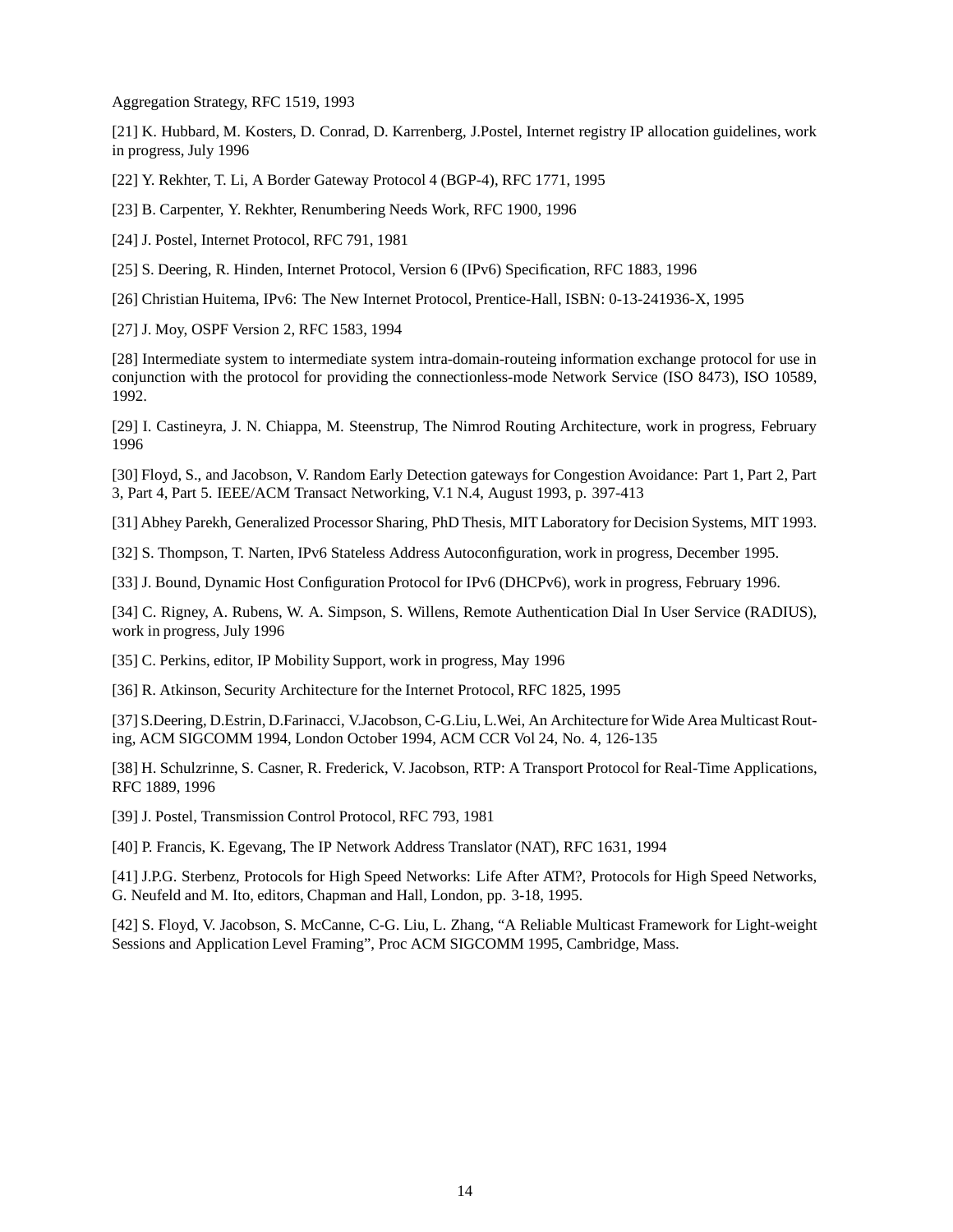Aggregation Strategy, RFC 1519, 1993

[21] K. Hubbard, M. Kosters, D. Conrad, D. Karrenberg, J.Postel, Internet registry IP allocation guidelines, work in progress, July 1996

[22] Y. Rekhter, T. Li, A Border Gateway Protocol 4 (BGP-4), RFC 1771, 1995

[23] B. Carpenter, Y. Rekhter, Renumbering Needs Work, RFC 1900, 1996

[24] J. Postel, Internet Protocol, RFC 791, 1981

[25] S. Deering, R. Hinden, Internet Protocol, Version 6 (IPv6) Specification, RFC 1883, 1996

[26] Christian Huitema, IPv6: The New Internet Protocol, Prentice-Hall, ISBN: 0-13-241936-X, 1995

[27] J. Moy, OSPF Version 2, RFC 1583, 1994

[28] Intermediate system to intermediate system intra-domain-routeing information exchange protocol for use in conjunction with the protocol for providing the connectionless-mode Network Service (ISO 8473), ISO 10589, 1992.

[29] I. Castineyra, J. N. Chiappa, M. Steenstrup, The Nimrod Routing Architecture, work in progress, February 1996

[30] Floyd, S., and Jacobson, V. Random Early Detection gateways for Congestion Avoidance: Part 1, Part 2, Part 3, Part 4, Part 5. IEEE/ACM Transact Networking, V.1 N.4, August 1993, p. 397-413

[31] Abhey Parekh, Generalized Processor Sharing, PhD Thesis, MIT Laboratory for Decision Systems, MIT 1993.

[32] S. Thompson, T. Narten, IPv6 Stateless Address Autoconfiguration, work in progress, December 1995.

[33] J. Bound, Dynamic Host Configuration Protocol for IPv6 (DHCPv6), work in progress, February 1996.

[34] C. Rigney, A. Rubens, W. A. Simpson, S. Willens, Remote Authentication Dial In User Service (RADIUS), work in progress, July 1996

[35] C. Perkins, editor, IP Mobility Support, work in progress, May 1996

[36] R. Atkinson, Security Architecture for the Internet Protocol, RFC 1825, 1995

[37] S.Deering, D.Estrin, D.Farinacci, V.Jacobson, C-G.Liu, L.Wei, An Architecture for Wide Area Multicast Routing, ACM SIGCOMM 1994, London October 1994, ACM CCR Vol 24, No. 4, 126-135

[38] H. Schulzrinne, S. Casner, R. Frederick, V. Jacobson, RTP: A Transport Protocol for Real-Time Applications, RFC 1889, 1996

[39] J. Postel, Transmission Control Protocol, RFC 793, 1981

[40] P. Francis, K. Egevang, The IP Network Address Translator (NAT), RFC 1631, 1994

[41] J.P.G. Sterbenz, Protocols for High Speed Networks: Life After ATM?, Protocols for High Speed Networks, G. Neufeld and M. Ito, editors, Chapman and Hall, London, pp. 3-18, 1995.

[42] S. Floyd, V. Jacobson, S. McCanne, C-G. Liu, L. Zhang, "A Reliable Multicast Framework for Light-weight Sessions and Application Level Framing", Proc ACM SIGCOMM 1995, Cambridge, Mass.